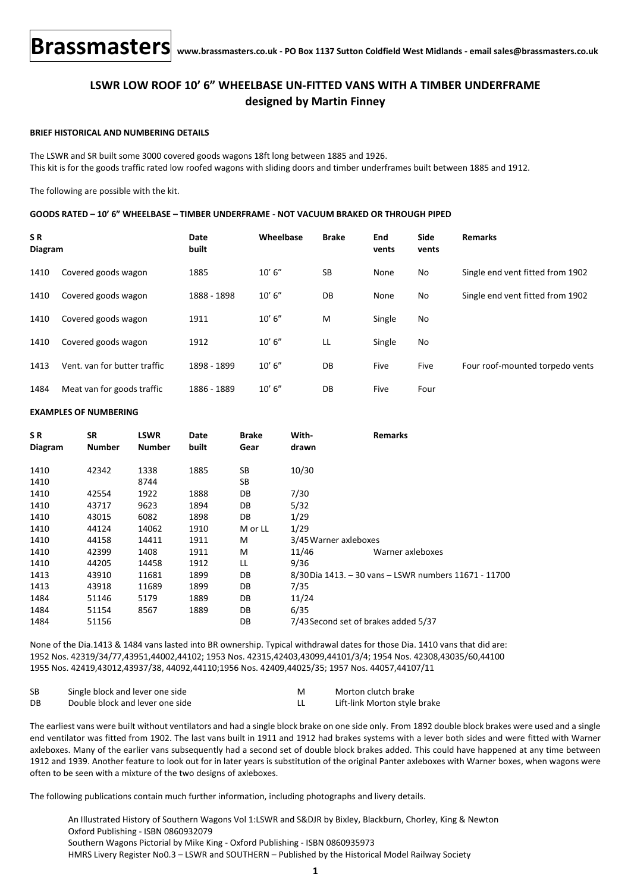**Brassmasters** www.brassmasters.co.uk - PO Box 1137 Sutton Coldfield West Midlands - email sales@brassmasters.co.uk

# LSWR LOW ROOF 10' 6" WHEELBASE UN-FITTED VANS WITH A TIMBER UNDERFRAME designed by Martin Finney

### BRIEF HISTORICAL AND NUMBERING DETAILS

The LSWR and SR built some 3000 covered goods wagons 18ft long between 1885 and 1926.
This kit is for the goods traffic rated low roofed wagons with sliding doors and timber underframes built between 1885 and 1912.

The following are possible with the kit.

### GOODS RATED – 10' 6" WHEELBASE – TIMBER UNDERFRAME - NOT VACUUM BRAKED OR THROUGH PIPED

| S R Diagram | | Date built | Wheelbase | Brake | End vents | Side vents | Remarks |
|---|---|---|---|---|---|---|---|
| 1410 | Covered goods wagon | 1885 | 10' 6" | SB | None | No | Single end vent fitted from 1902 |
| 1410 | Covered goods wagon | 1888 - 1898 | 10' 6" | DB | None | No | Single end vent fitted from 1902 |
| 1410 | Covered goods wagon | 1911 | 10' 6" | M | Single | No | |
| 1410 | Covered goods wagon | 1912 | 10' 6" | LL | Single | No | |
| 1413 | Vent. van for butter traffic | 1898 - 1899 | 10' 6" | DB | Five | Five | Four roof-mounted torpedo vents |
| 1484 | Meat van for goods traffic | 1886 - 1889 | 10' 6" | DB | Five | Four | |

### EXAMPLES OF NUMBERING

| S R Diagram | SR Number | LSWR Number | Date built | Brake Gear | With-drawn | Remarks |
|---|---|---|---|---|---|---|
| 1410 | 42342 | 1338 | 1885 | SB | 10/30 | |
| 1410 | | 8744 | | SB | | |
| 1410 | 42554 | 1922 | 1888 | DB | 7/30 | |
| 1410 | 43717 | 9623 | 1894 | DB | 5/32 | |
| 1410 | 43015 | 6082 | 1898 | DB | 1/29 | |
| 1410 | 44124 | 14062 | 1910 | M or LL | 1/29 | |
| 1410 | 44158 | 14411 | 1911 | M | 3/45 | Warner axleboxes |
| 1410 | 42399 | 1408 | 1911 | M | 11/46 | Warner axleboxes |
| 1410 | 44205 | 14458 | 1912 | LL | 9/36 | |
| 1413 | 43910 | 11681 | 1899 | DB | 8/30 | Dia 1413. – 30 vans – LSWR numbers 11671 - 11700 |
| 1413 | 43918 | 11689 | 1899 | DB | 7/35 | |
| 1484 | 51146 | 5179 | 1889 | DB | 11/24 | |
| 1484 | 51154 | 8567 | 1889 | DB | 6/35 | |
| 1484 | 51156 | | | DB | 7/43 | Second set of brakes added 5/37 |

None of the Dia.1413 & 1484 vans lasted into BR ownership. Typical withdrawal dates for those Dia. 1410 vans that did are:
1952 Nos. 42319/34/77,43951,44002,44102; 1953 Nos. 42315,42403,43099,44101/3/4; 1954 Nos. 42308,43035/60,44100
1955 Nos. 42419,43012,43937/38, 44092,44110;1956 Nos. 42409,44025/35; 1957 Nos. 44057,44107/11

| | | | |
|---|---|---|---|
| SB | Single block and lever one side | M | Morton clutch brake |
| DB | Double block and lever one side | LL | Lift-link Morton style brake |

The earliest vans were built without ventilators and had a single block brake on one side only. From 1892 double block brakes were used and a single end ventilator was fitted from 1902. The last vans built in 1911 and 1912 had brakes systems with a lever both sides and were fitted with Warner axleboxes. Many of the earlier vans subsequently had a second set of double block brakes added. This could have happened at any time between 1912 and 1939. Another feature to look out for in later years is substitution of the original Panter axleboxes with Warner boxes, when wagons were often to be seen with a mixture of the two designs of axleboxes.

The following publications contain much further information, including photographs and livery details.

An Illustrated History of Southern Wagons Vol 1:LSWR and S&DJR by Bixley, Blackburn, Chorley, King & Newton
Oxford Publishing - ISBN 0860932079
Southern Wagons Pictorial by Mike King - Oxford Publishing - ISBN 0860935973
HMRS Livery Register No0.3 – LSWR and SOUTHERN – Published by the Historical Model Railway Society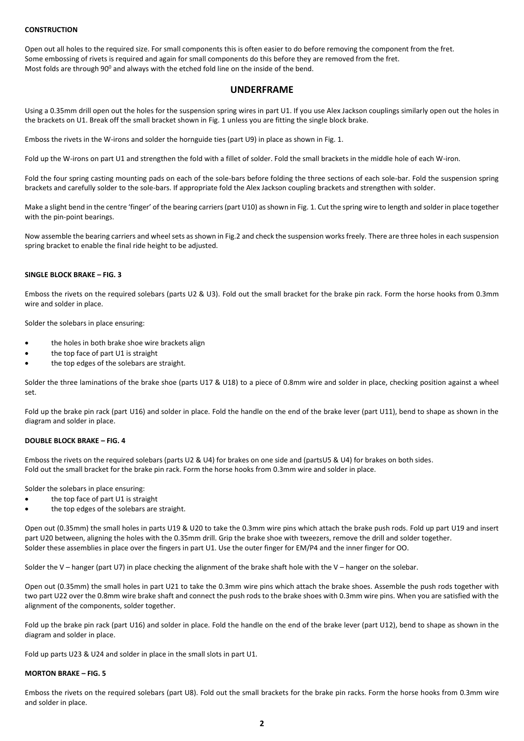**CONSTRUCTION**

Open out all holes to the required size. For small components this is often easier to do before removing the component from the fret.
Some embossing of rivets is required and again for small components do this before they are removed from the fret.
Most folds are through $90^0$ and always with the etched fold line on the inside of the bend.

## UNDERFRAME

Using a 0.35mm drill open out the holes for the suspension spring wires in part U1. If you use Alex Jackson couplings similarly open out the holes in the brackets on U1. Break off the small bracket shown in Fig. 1 unless you are fitting the single block brake.

Emboss the rivets in the W-irons and solder the hornguide ties (part U9) in place as shown in Fig. 1.

Fold up the W-irons on part U1 and strengthen the fold with a fillet of solder. Fold the small brackets in the middle hole of each W-iron.

Fold the four spring casting mounting pads on each of the sole-bars before folding the three sections of each sole-bar. Fold the suspension spring brackets and carefully solder to the sole-bars. If appropriate fold the Alex Jackson coupling brackets and strengthen with solder.

Make a slight bend in the centre 'finger' of the bearing carriers (part U10) as shown in Fig. 1. Cut the spring wire to length and solder in place together with the pin-point bearings.

Now assemble the bearing carriers and wheel sets as shown in Fig.2 and check the suspension works freely. There are three holes in each suspension spring bracket to enable the final ride height to be adjusted.

**SINGLE BLOCK BRAKE – FIG. 3**

Emboss the rivets on the required solebars (parts U2 & U3). Fold out the small bracket for the brake pin rack. Form the horse hooks from 0.3mm wire and solder in place.

Solder the solebars in place ensuring:

- the holes in both brake shoe wire brackets align
- the top face of part U1 is straight
- the top edges of the solebars are straight.

Solder the three laminations of the brake shoe (parts U17 & U18) to a piece of 0.8mm wire and solder in place, checking position against a wheel set.

Fold up the brake pin rack (part U16) and solder in place. Fold the handle on the end of the brake lever (part U11), bend to shape as shown in the diagram and solder in place.

**DOUBLE BLOCK BRAKE – FIG. 4**

Emboss the rivets on the required solebars (parts U2 & U4) for brakes on one side and (partsU5 & U4) for brakes on both sides.
Fold out the small bracket for the brake pin rack. Form the horse hooks from 0.3mm wire and solder in place.

Solder the solebars in place ensuring:

- the top face of part U1 is straight
- the top edges of the solebars are straight.

Open out (0.35mm) the small holes in parts U19 & U20 to take the 0.3mm wire pins which attach the brake push rods. Fold up part U19 and insert part U20 between, aligning the holes with the 0.35mm drill. Grip the brake shoe with tweezers, remove the drill and solder together.
Solder these assemblies in place over the fingers in part U1. Use the outer finger for EM/P4 and the inner finger for OO.

Solder the V – hanger (part U7) in place checking the alignment of the brake shaft hole with the V – hanger on the solebar.

Open out (0.35mm) the small holes in part U21 to take the 0.3mm wire pins which attach the brake shoes. Assemble the push rods together with two part U22 over the 0.8mm wire brake shaft and connect the push rods to the brake shoes with 0.3mm wire pins. When you are satisfied with the alignment of the components, solder together.

Fold up the brake pin rack (part U16) and solder in place. Fold the handle on the end of the brake lever (part U12), bend to shape as shown in the diagram and solder in place.

Fold up parts U23 & U24 and solder in place in the small slots in part U1.

**MORTON BRAKE – FIG. 5**

Emboss the rivets on the required solebars (part U8). Fold out the small brackets for the brake pin racks. Form the horse hooks from 0.3mm wire and solder in place.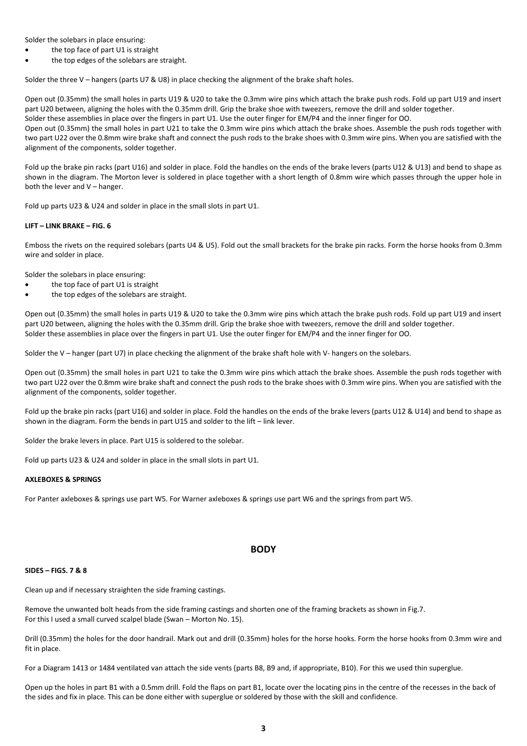Solder the solebars in place ensuring:

- the top face of part U1 is straight
- the top edges of the solebars are straight.

Solder the three V – hangers (parts U7 & U8) in place checking the alignment of the brake shaft holes.

Open out (0.35mm) the small holes in parts U19 & U20 to take the 0.3mm wire pins which attach the brake push rods. Fold up part U19 and insert part U20 between, aligning the holes with the 0.35mm drill. Grip the brake shoe with tweezers, remove the drill and solder together.
Solder these assemblies in place over the fingers in part U1. Use the outer finger for EM/P4 and the inner finger for OO.
Open out (0.35mm) the small holes in part U21 to take the 0.3mm wire pins which attach the brake shoes. Assemble the push rods together with two part U22 over the 0.8mm wire brake shaft and connect the push rods to the brake shoes with 0.3mm wire pins. When you are satisfied with the alignment of the components, solder together.

Fold up the brake pin racks (part U16) and solder in place. Fold the handles on the ends of the brake levers (parts U12 & U13) and bend to shape as shown in the diagram. The Morton lever is soldered in place together with a short length of 0.8mm wire which passes through the upper hole in both the lever and V – hanger.

Fold up parts U23 & U24 and solder in place in the small slots in part U1.

#### LIFT – LINK BRAKE – FIG. 6

Emboss the rivets on the required solebars (parts U4 & U5). Fold out the small brackets for the brake pin racks. Form the horse hooks from 0.3mm wire and solder in place.

Solder the solebars in place ensuring:

- the top face of part U1 is straight
- the top edges of the solebars are straight.

Open out (0.35mm) the small holes in parts U19 & U20 to take the 0.3mm wire pins which attach the brake push rods. Fold up part U19 and insert part U20 between, aligning the holes with the 0.35mm drill. Grip the brake shoe with tweezers, remove the drill and solder together.
Solder these assemblies in place over the fingers in part U1. Use the outer finger for EM/P4 and the inner finger for OO.

Solder the V – hanger (part U7) in place checking the alignment of the brake shaft hole with V- hangers on the solebars.

Open out (0.35mm) the small holes in part U21 to take the 0.3mm wire pins which attach the brake shoes. Assemble the push rods together with two part U22 over the 0.8mm wire brake shaft and connect the push rods to the brake shoes with 0.3mm wire pins. When you are satisfied with the alignment of the components, solder together.

Fold up the brake pin racks (part U16) and solder in place. Fold the handles on the ends of the brake levers (parts U12 & U14) and bend to shape as shown in the diagram. Form the bends in part U15 and solder to the lift – link lever.

Solder the brake levers in place. Part U15 is soldered to the solebar.

Fold up parts U23 & U24 and solder in place in the small slots in part U1.

#### AXLEBOXES & SPRINGS

For Panter axleboxes & springs use part W5. For Warner axleboxes & springs use part W6 and the springs from part W5.

## BODY

#### SIDES – FIGS. 7 & 8

Clean up and if necessary straighten the side framing castings.

Remove the unwanted bolt heads from the side framing castings and shorten one of the framing brackets as shown in Fig.7.
For this I used a small curved scalpel blade (Swan – Morton No. 15).

Drill (0.35mm) the holes for the door handrail. Mark out and drill (0.35mm) holes for the horse hooks. Form the horse hooks from 0.3mm wire and fit in place.

For a Diagram 1413 or 1484 ventilated van attach the side vents (parts B8, B9 and, if appropriate, B10). For this we used thin superglue.

Open up the holes in part B1 with a 0.5mm drill. Fold the flaps on part B1, locate over the locating pins in the centre of the recesses in the back of the sides and fix in place. This can be done either with superglue or soldered by those with the skill and confidence.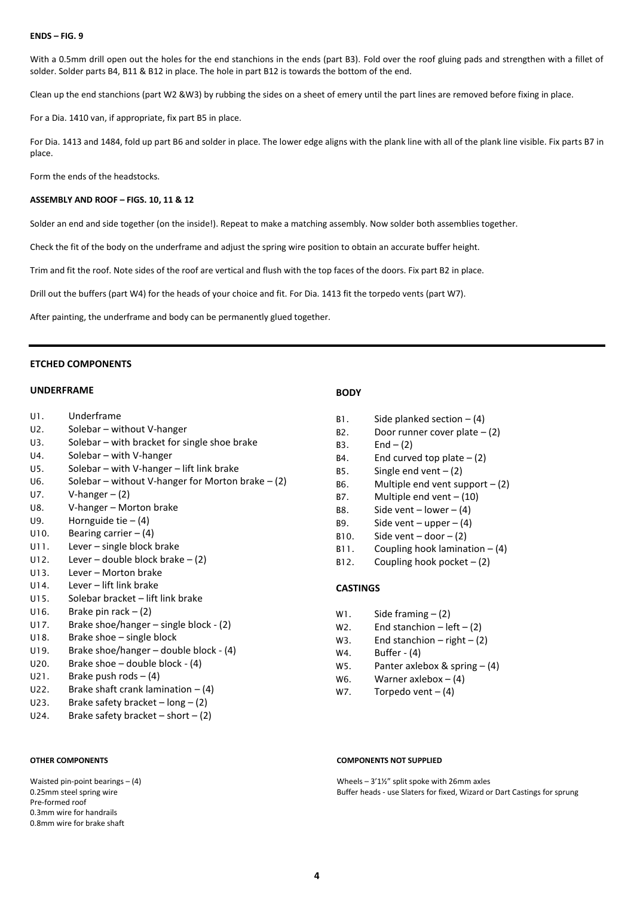**ENDS – FIG. 9**

With a 0.5mm drill open out the holes for the end stanchions in the ends (part B3). Fold over the roof gluing pads and strengthen with a fillet of solder. Solder parts B4, B11 & B12 in place. The hole in part B12 is towards the bottom of the end.

Clean up the end stanchions (part W2 &W3) by rubbing the sides on a sheet of emery until the part lines are removed before fixing in place.

For a Dia. 1410 van, if appropriate, fix part B5 in place.

For Dia. 1413 and 1484, fold up part B6 and solder in place. The lower edge aligns with the plank line with all of the plank line visible. Fix parts B7 in place.

Form the ends of the headstocks.

**ASSEMBLY AND ROOF – FIGS. 10, 11 & 12**

Solder an end and side together (on the inside!). Repeat to make a matching assembly. Now solder both assemblies together.

Check the fit of the body on the underframe and adjust the spring wire position to obtain an accurate buffer height.

Trim and fit the roof. Note sides of the roof are vertical and flush with the top faces of the doors. Fix part B2 in place.

Drill out the buffers (part W4) for the heads of your choice and fit. For Dia. 1413 fit the torpedo vents (part W7).

After painting, the underframe and body can be permanently glued together.

---

**ETCHED COMPONENTS**

**UNDERFRAME**

- U1. Underframe
- U2. Solebar – without V-hanger
- U3. Solebar – with bracket for single shoe brake
- U4. Solebar – with V-hanger
- U5. Solebar – with V-hanger – lift link brake
- U6. Solebar – without V-hanger for Morton brake – (2)
- U7. V-hanger – (2)
- U8. V-hanger – Morton brake
- U9. Hornguide tie – (4)
- U10. Bearing carrier – (4)
- U11. Lever – single block brake
- U12. Lever – double block brake – (2)
- U13. Lever – Morton brake
- U14. Lever – lift link brake
- U15. Solebar bracket – lift link brake
- U16. Brake pin rack – (2)
- U17. Brake shoe/hanger – single block - (2)
- U18. Brake shoe – single block
- U19. Brake shoe/hanger – double block - (4)
- U20. Brake shoe – double block - (4)
- U21. Brake push rods – (4)
- U22. Brake shaft crank lamination – (4)
- U23. Brake safety bracket – long – (2)
- U24. Brake safety bracket – short – (2)

**BODY**

- B1. Side planked section – (4)
- B2. Door runner cover plate – (2)
- B3. End – (2)
- B4. End curved top plate – (2)
- B5. Single end vent – (2)
- B6. Multiple end vent support – (2)
- B7. Multiple end vent – (10)
- B8. Side vent – lower – (4)
- B9. Side vent – upper – (4)
- B10. Side vent – door – (2)
- B11. Coupling hook lamination – (4)
- B12. Coupling hook pocket – (2)

**CASTINGS**

- W1. Side framing – (2)
- W2. End stanchion – left – (2)
- W3. End stanchion – right – (2)
- W4. Buffer - (4)
- W5. Panter axlebox & spring – (4)
- W6. Warner axlebox – (4)
- W7. Torpedo vent – (4)

**OTHER COMPONENTS**

Waisted pin-point bearings – (4)
0.25mm steel spring wire
Pre-formed roof
0.3mm wire for handrails
0.8mm wire for brake shaft

**COMPONENTS NOT SUPPLIED**

Wheels – 3'1½" split spoke with 26mm axles
Buffer heads - use Slaters for fixed, Wizard or Dart Castings for sprung